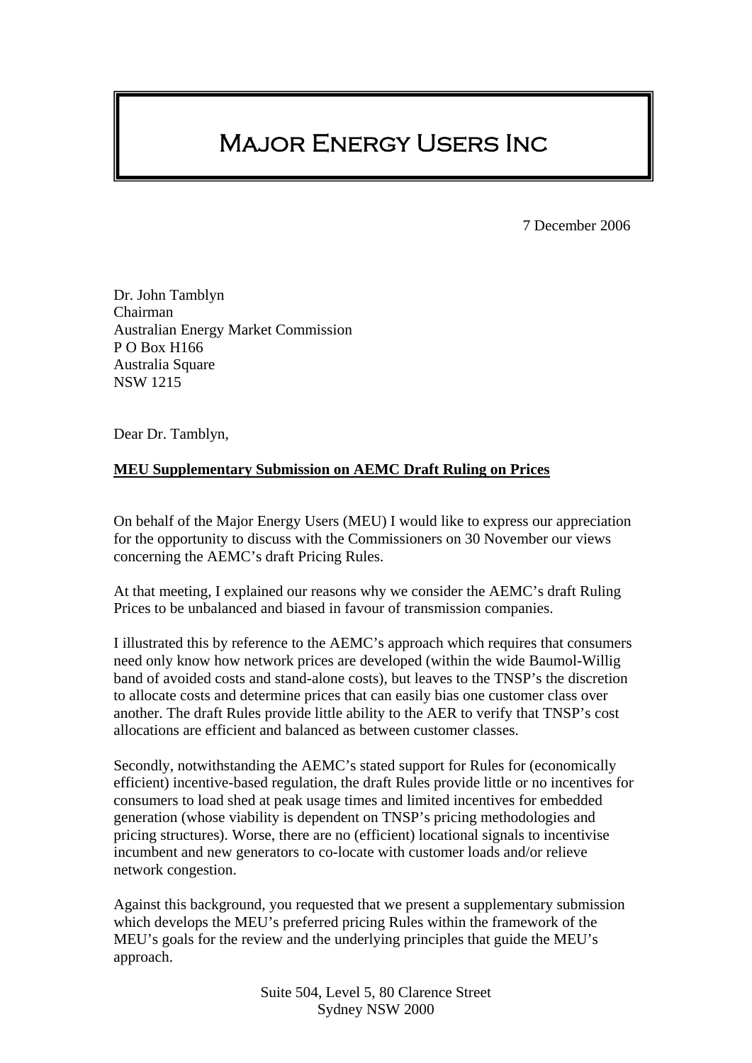# Major Energy Users Inc

7 December 2006

Dr. John Tamblyn
Chairman
Australian Energy Market Commission
P O Box H166
Australia Square
NSW 1215

Dear Dr. Tamblyn,

**MEU Supplementary Submission on AEMC Draft Ruling on Prices**

On behalf of the Major Energy Users (MEU) I would like to express our appreciation for the opportunity to discuss with the Commissioners on 30 November our views concerning the AEMC's draft Pricing Rules.

At that meeting, I explained our reasons why we consider the AEMC's draft Ruling Prices to be unbalanced and biased in favour of transmission companies.

I illustrated this by reference to the AEMC's approach which requires that consumers need only know how network prices are developed (within the wide Baumol-Willig band of avoided costs and stand-alone costs), but leaves to the TNSP's the discretion to allocate costs and determine prices that can easily bias one customer class over another. The draft Rules provide little ability to the AER to verify that TNSP's cost allocations are efficient and balanced as between customer classes.

Secondly, notwithstanding the AEMC's stated support for Rules for (economically efficient) incentive-based regulation, the draft Rules provide little or no incentives for consumers to load shed at peak usage times and limited incentives for embedded generation (whose viability is dependent on TNSP's pricing methodologies and pricing structures). Worse, there are no (efficient) locational signals to incentivise incumbent and new generators to co-locate with customer loads and/or relieve network congestion.

Against this background, you requested that we present a supplementary submission which develops the MEU's preferred pricing Rules within the framework of the MEU's goals for the review and the underlying principles that guide the MEU's approach.

Suite 504, Level 5, 80 Clarence Street
Sydney NSW 2000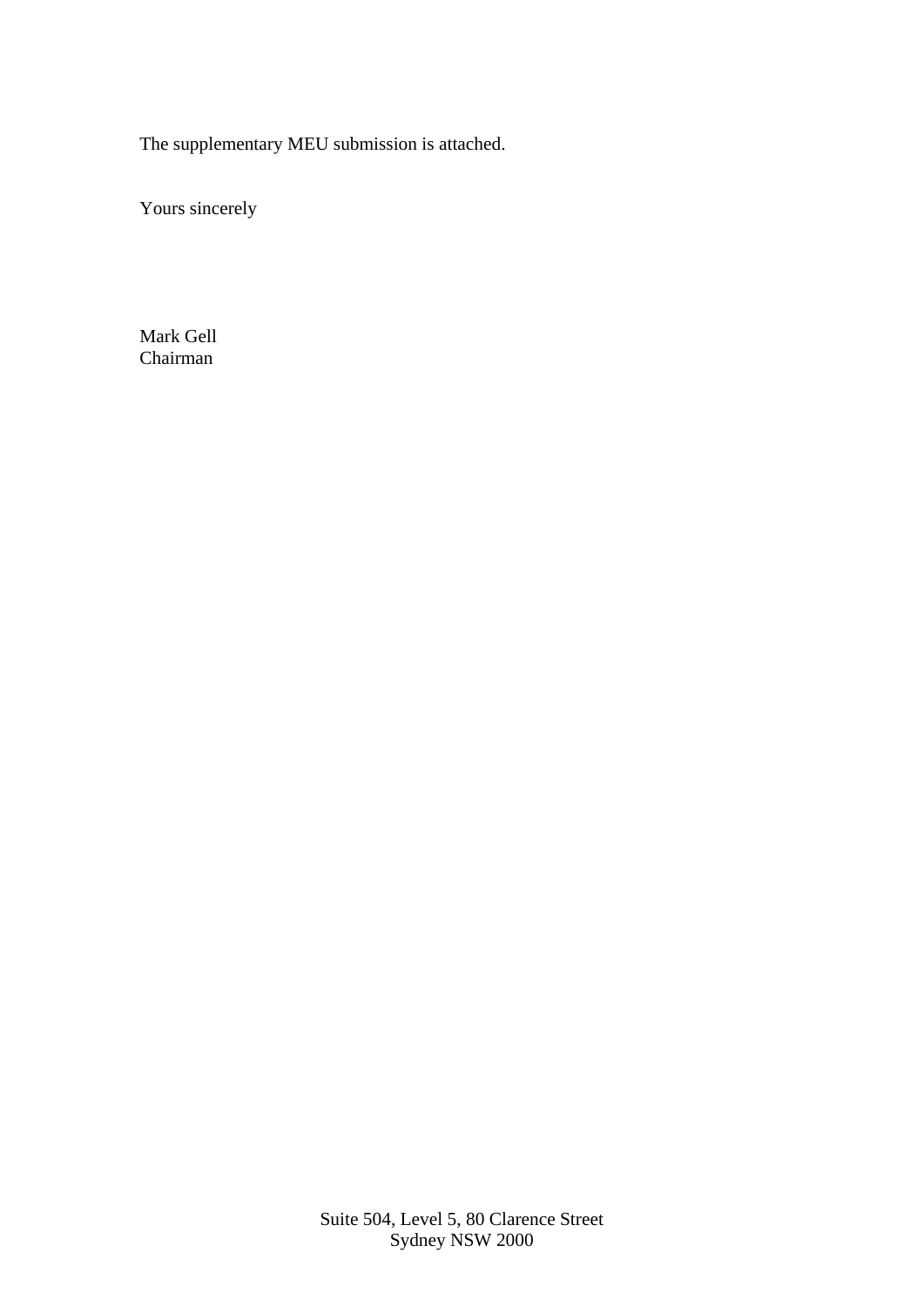The supplementary MEU submission is attached.

Yours sincerely

Mark Gell
Chairman

Suite 504, Level 5, 80 Clarence Street
Sydney NSW 2000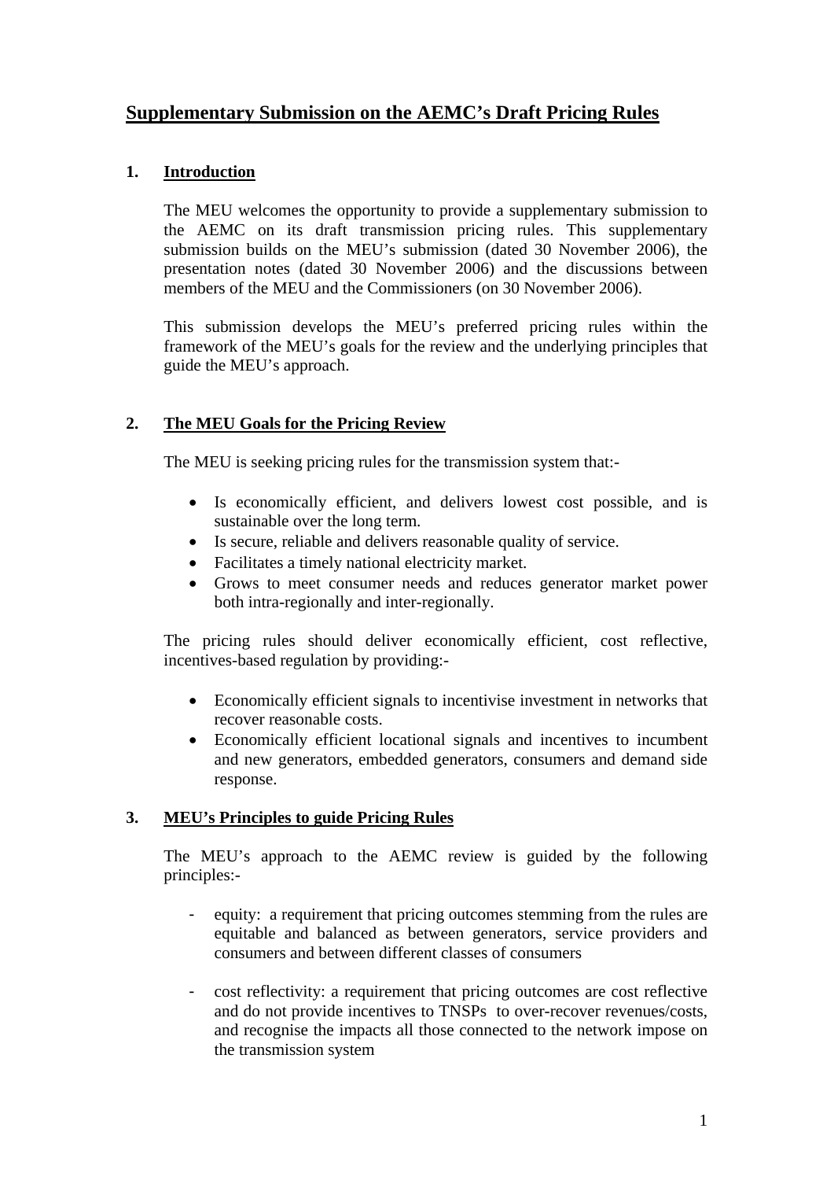# Supplementary Submission on the AEMC's Draft Pricing Rules

## 1. Introduction

The MEU welcomes the opportunity to provide a supplementary submission to the AEMC on its draft transmission pricing rules. This supplementary submission builds on the MEU's submission (dated 30 November 2006), the presentation notes (dated 30 November 2006) and the discussions between members of the MEU and the Commissioners (on 30 November 2006).

This submission develops the MEU's preferred pricing rules within the framework of the MEU's goals for the review and the underlying principles that guide the MEU's approach.

## 2. The MEU Goals for the Pricing Review

The MEU is seeking pricing rules for the transmission system that:-

- Is economically efficient, and delivers lowest cost possible, and is sustainable over the long term.
- Is secure, reliable and delivers reasonable quality of service.
- Facilitates a timely national electricity market.
- Grows to meet consumer needs and reduces generator market power both intra-regionally and inter-regionally.

The pricing rules should deliver economically efficient, cost reflective, incentives-based regulation by providing:-

- Economically efficient signals to incentivise investment in networks that recover reasonable costs.
- Economically efficient locational signals and incentives to incumbent and new generators, embedded generators, consumers and demand side response.

## 3. MEU's Principles to guide Pricing Rules

The MEU's approach to the AEMC review is guided by the following principles:-

- equity: a requirement that pricing outcomes stemming from the rules are equitable and balanced as between generators, service providers and consumers and between different classes of consumers

- cost reflectivity: a requirement that pricing outcomes are cost reflective and do not provide incentives to TNSPs to over-recover revenues/costs, and recognise the impacts all those connected to the network impose on the transmission system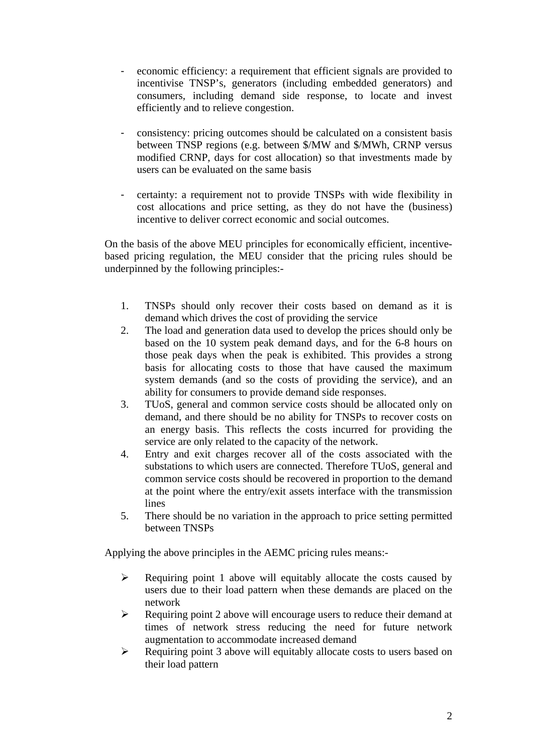- economic efficiency: a requirement that efficient signals are provided to incentivise TNSP's, generators (including embedded generators) and consumers, including demand side response, to locate and invest efficiently and to relieve congestion.

- consistency: pricing outcomes should be calculated on a consistent basis between TNSP regions (e.g. between $/MW and $/MWh, CRNP versus modified CRNP, days for cost allocation) so that investments made by users can be evaluated on the same basis

- certainty: a requirement not to provide TNSPs with wide flexibility in cost allocations and price setting, as they do not have the (business) incentive to deliver correct economic and social outcomes.

On the basis of the above MEU principles for economically efficient, incentive-based pricing regulation, the MEU consider that the pricing rules should be underpinned by the following principles:-

1. TNSPs should only recover their costs based on demand as it is demand which drives the cost of providing the service
2. The load and generation data used to develop the prices should only be based on the 10 system peak demand days, and for the 6-8 hours on those peak days when the peak is exhibited. This provides a strong basis for allocating costs to those that have caused the maximum system demands (and so the costs of providing the service), and an ability for consumers to provide demand side responses.
3. TUoS, general and common service costs should be allocated only on demand, and there should be no ability for TNSPs to recover costs on an energy basis. This reflects the costs incurred for providing the service are only related to the capacity of the network.
4. Entry and exit charges recover all of the costs associated with the substations to which users are connected. Therefore TUoS, general and common service costs should be recovered in proportion to the demand at the point where the entry/exit assets interface with the transmission lines
5. There should be no variation in the approach to price setting permitted between TNSPs

Applying the above principles in the AEMC pricing rules means:-

- Requiring point 1 above will equitably allocate the costs caused by users due to their load pattern when these demands are placed on the network
- Requiring point 2 above will encourage users to reduce their demand at times of network stress reducing the need for future network augmentation to accommodate increased demand
- Requiring point 3 above will equitably allocate costs to users based on their load pattern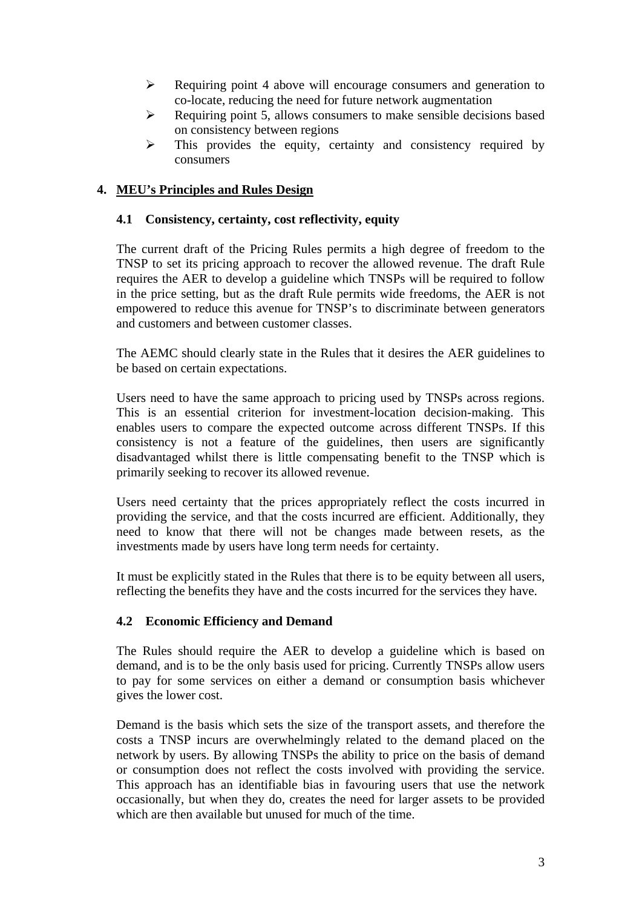- Requiring point 4 above will encourage consumers and generation to co-locate, reducing the need for future network augmentation
- Requiring point 5, allows consumers to make sensible decisions based on consistency between regions
- This provides the equity, certainty and consistency required by consumers

## 4. MEU's Principles and Rules Design

### 4.1 Consistency, certainty, cost reflectivity, equity

The current draft of the Pricing Rules permits a high degree of freedom to the TNSP to set its pricing approach to recover the allowed revenue. The draft Rule requires the AER to develop a guideline which TNSPs will be required to follow in the price setting, but as the draft Rule permits wide freedoms, the AER is not empowered to reduce this avenue for TNSP's to discriminate between generators and customers and between customer classes.

The AEMC should clearly state in the Rules that it desires the AER guidelines to be based on certain expectations.

Users need to have the same approach to pricing used by TNSPs across regions. This is an essential criterion for investment-location decision-making. This enables users to compare the expected outcome across different TNSPs. If this consistency is not a feature of the guidelines, then users are significantly disadvantaged whilst there is little compensating benefit to the TNSP which is primarily seeking to recover its allowed revenue.

Users need certainty that the prices appropriately reflect the costs incurred in providing the service, and that the costs incurred are efficient. Additionally, they need to know that there will not be changes made between resets, as the investments made by users have long term needs for certainty.

It must be explicitly stated in the Rules that there is to be equity between all users, reflecting the benefits they have and the costs incurred for the services they have.

### 4.2 Economic Efficiency and Demand

The Rules should require the AER to develop a guideline which is based on demand, and is to be the only basis used for pricing. Currently TNSPs allow users to pay for some services on either a demand or consumption basis whichever gives the lower cost.

Demand is the basis which sets the size of the transport assets, and therefore the costs a TNSP incurs are overwhelmingly related to the demand placed on the network by users. By allowing TNSPs the ability to price on the basis of demand or consumption does not reflect the costs involved with providing the service. This approach has an identifiable bias in favouring users that use the network occasionally, but when they do, creates the need for larger assets to be provided which are then available but unused for much of the time.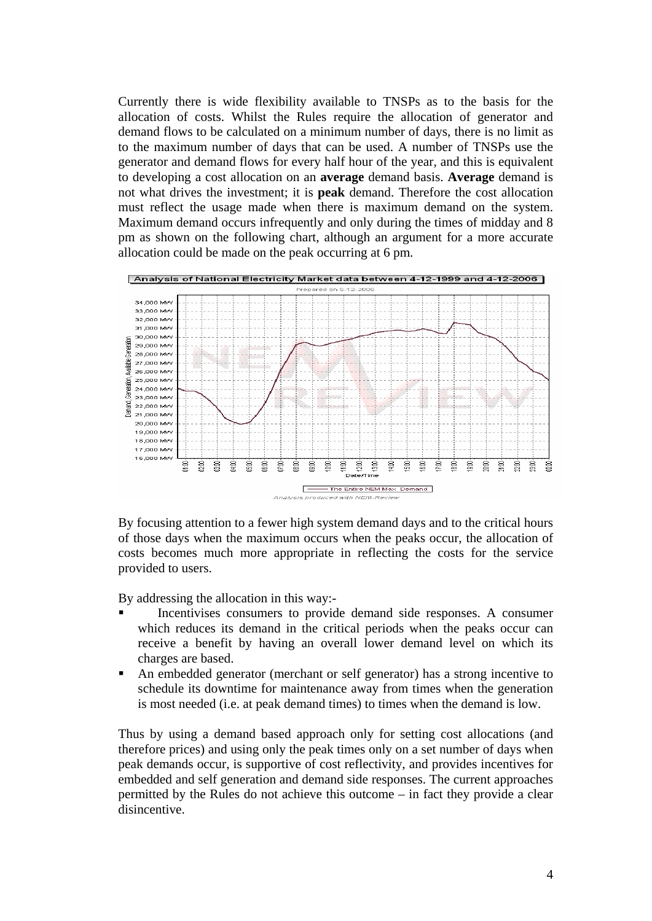Currently there is wide flexibility available to TNSPs as to the basis for the allocation of costs. Whilst the Rules require the allocation of generator and demand flows to be calculated on a minimum number of days, there is no limit as to the maximum number of days that can be used. A number of TNSPs use the generator and demand flows for every half hour of the year, and this is equivalent to developing a cost allocation on an **average** demand basis. **Average** demand is not what drives the investment; it is **peak** demand. Therefore the cost allocation must reflect the usage made when there is maximum demand on the system. Maximum demand occurs infrequently and only during the times of midday and 8 pm as shown on the following chart, although an argument for a more accurate allocation could be made on the peak occurring at 6 pm.

Analysis of National Electricity Market data between 4-12-1999 and 4-12-2006

Prepared on 6-12-2006

The Entire NEM Max Demand

Analysis produced with NEM-Review

By focusing attention to a fewer high system demand days and to the critical hours of those days when the maximum occurs when the peaks occur, the allocation of costs becomes much more appropriate in reflecting the costs for the service provided to users.

By addressing the allocation in this way:-

- Incentivises consumers to provide demand side responses. A consumer which reduces its demand in the critical periods when the peaks occur can receive a benefit by having an overall lower demand level on which its charges are based.
- An embedded generator (merchant or self generator) has a strong incentive to schedule its downtime for maintenance away from times when the generation is most needed (i.e. at peak demand times) to times when the demand is low.

Thus by using a demand based approach only for setting cost allocations (and therefore prices) and using only the peak times only on a set number of days when peak demands occur, is supportive of cost reflectivity, and provides incentives for embedded and self generation and demand side responses. The current approaches permitted by the Rules do not achieve this outcome – in fact they provide a clear disincentive.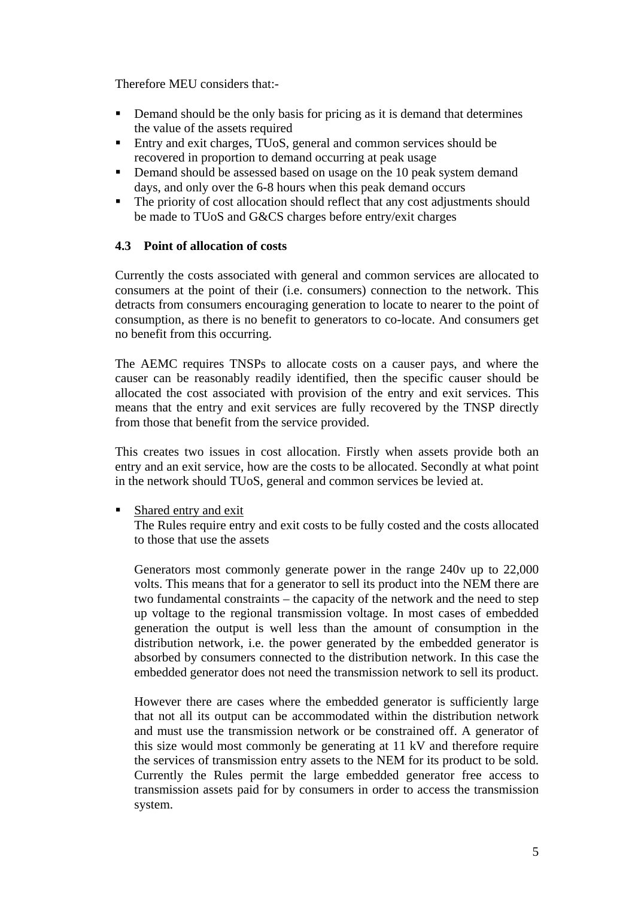Therefore MEU considers that:-

- Demand should be the only basis for pricing as it is demand that determines the value of the assets required
- Entry and exit charges, TUoS, general and common services should be recovered in proportion to demand occurring at peak usage
- Demand should be assessed based on usage on the 10 peak system demand days, and only over the 6-8 hours when this peak demand occurs
- The priority of cost allocation should reflect that any cost adjustments should be made to TUoS and G&CS charges before entry/exit charges

### 4.3 Point of allocation of costs

Currently the costs associated with general and common services are allocated to consumers at the point of their (i.e. consumers) connection to the network. This detracts from consumers encouraging generation to locate to nearer to the point of consumption, as there is no benefit to generators to co-locate. And consumers get no benefit from this occurring.

The AEMC requires TNSPs to allocate costs on a causer pays, and where the causer can be reasonably readily identified, then the specific causer should be allocated the cost associated with provision of the entry and exit services. This means that the entry and exit services are fully recovered by the TNSP directly from those that benefit from the service provided.

This creates two issues in cost allocation. Firstly when assets provide both an entry and an exit service, how are the costs to be allocated. Secondly at what point in the network should TUoS, general and common services be levied at.

- <u>Shared entry and exit</u>

  The Rules require entry and exit costs to be fully costed and the costs allocated to those that use the assets

  Generators most commonly generate power in the range 240v up to 22,000 volts. This means that for a generator to sell its product into the NEM there are two fundamental constraints – the capacity of the network and the need to step up voltage to the regional transmission voltage. In most cases of embedded generation the output is well less than the amount of consumption in the distribution network, i.e. the power generated by the embedded generator is absorbed by consumers connected to the distribution network. In this case the embedded generator does not need the transmission network to sell its product.

  However there are cases where the embedded generator is sufficiently large that not all its output can be accommodated within the distribution network and must use the transmission network or be constrained off. A generator of this size would most commonly be generating at 11 kV and therefore require the services of transmission entry assets to the NEM for its product to be sold. Currently the Rules permit the large embedded generator free access to transmission assets paid for by consumers in order to access the transmission system.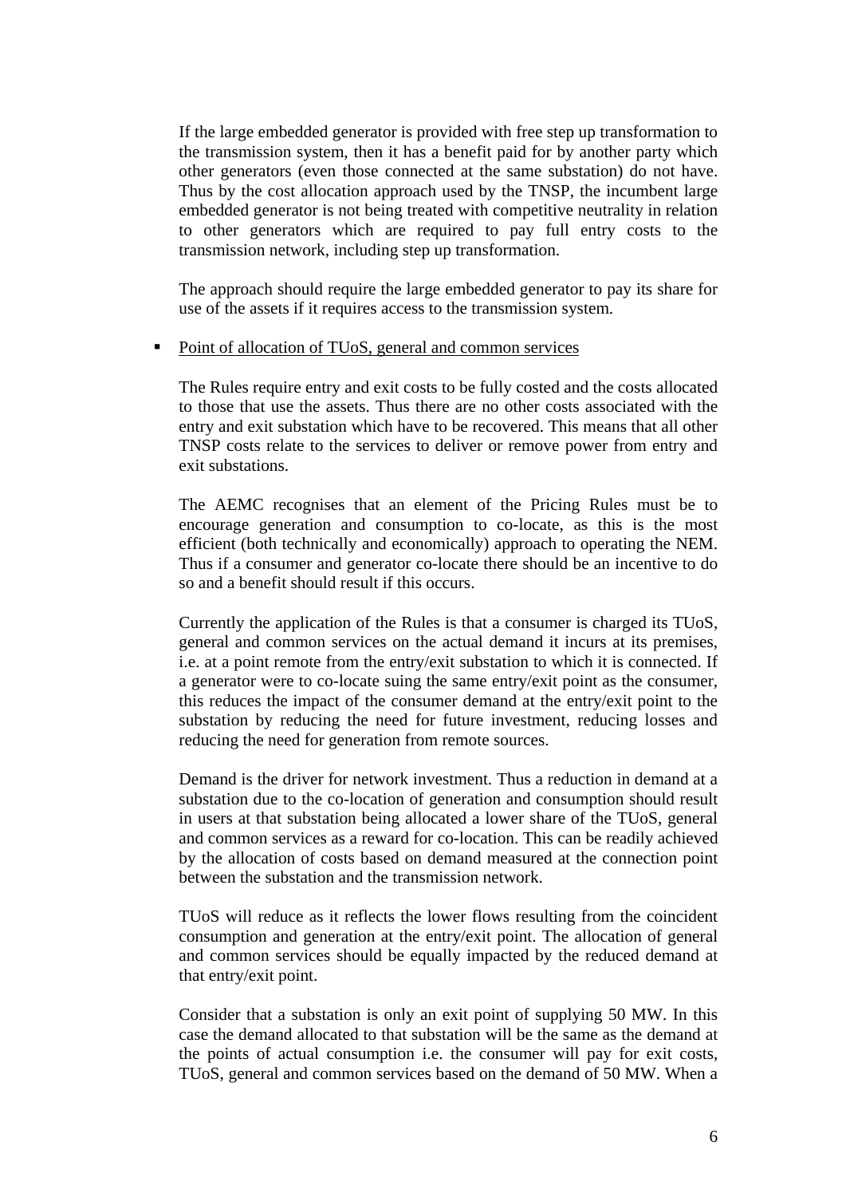If the large embedded generator is provided with free step up transformation to the transmission system, then it has a benefit paid for by another party which other generators (even those connected at the same substation) do not have. Thus by the cost allocation approach used by the TNSP, the incumbent large embedded generator is not being treated with competitive neutrality in relation to other generators which are required to pay full entry costs to the transmission network, including step up transformation.

The approach should require the large embedded generator to pay its share for use of the assets if it requires access to the transmission system.

- Point of allocation of TUoS, general and common services

  The Rules require entry and exit costs to be fully costed and the costs allocated to those that use the assets. Thus there are no other costs associated with the entry and exit substation which have to be recovered. This means that all other TNSP costs relate to the services to deliver or remove power from entry and exit substations.

  The AEMC recognises that an element of the Pricing Rules must be to encourage generation and consumption to co-locate, as this is the most efficient (both technically and economically) approach to operating the NEM. Thus if a consumer and generator co-locate there should be an incentive to do so and a benefit should result if this occurs.

  Currently the application of the Rules is that a consumer is charged its TUoS, general and common services on the actual demand it incurs at its premises, i.e. at a point remote from the entry/exit substation to which it is connected. If a generator were to co-locate suing the same entry/exit point as the consumer, this reduces the impact of the consumer demand at the entry/exit point to the substation by reducing the need for future investment, reducing losses and reducing the need for generation from remote sources.

  Demand is the driver for network investment. Thus a reduction in demand at a substation due to the co-location of generation and consumption should result in users at that substation being allocated a lower share of the TUoS, general and common services as a reward for co-location. This can be readily achieved by the allocation of costs based on demand measured at the connection point between the substation and the transmission network.

  TUoS will reduce as it reflects the lower flows resulting from the coincident consumption and generation at the entry/exit point. The allocation of general and common services should be equally impacted by the reduced demand at that entry/exit point.

  Consider that a substation is only an exit point of supplying 50 MW. In this case the demand allocated to that substation will be the same as the demand at the points of actual consumption i.e. the consumer will pay for exit costs, TUoS, general and common services based on the demand of 50 MW. When a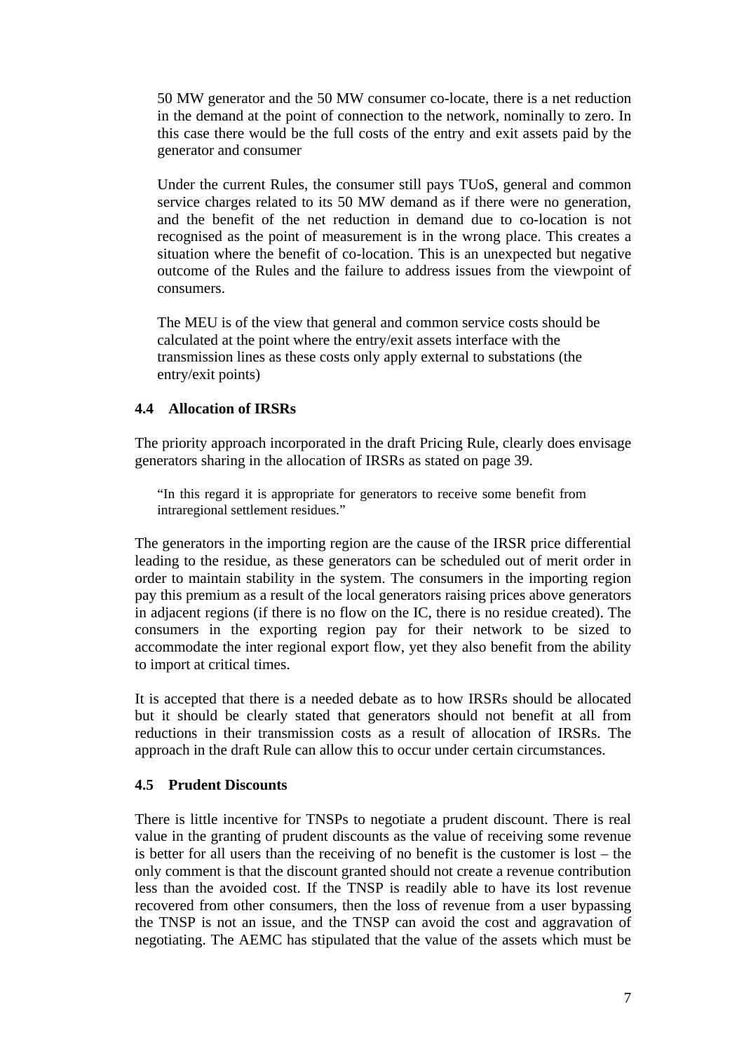50 MW generator and the 50 MW consumer co-locate, there is a net reduction in the demand at the point of connection to the network, nominally to zero. In this case there would be the full costs of the entry and exit assets paid by the generator and consumer

Under the current Rules, the consumer still pays TUoS, general and common service charges related to its 50 MW demand as if there were no generation, and the benefit of the net reduction in demand due to co-location is not recognised as the point of measurement is in the wrong place. This creates a situation where the benefit of co-location. This is an unexpected but negative outcome of the Rules and the failure to address issues from the viewpoint of consumers.

The MEU is of the view that general and common service costs should be calculated at the point where the entry/exit assets interface with the transmission lines as these costs only apply external to substations (the entry/exit points)

### 4.4 Allocation of IRSRs

The priority approach incorporated in the draft Pricing Rule, clearly does envisage generators sharing in the allocation of IRSRs as stated on page 39.

> "In this regard it is appropriate for generators to receive some benefit from intraregional settlement residues."

The generators in the importing region are the cause of the IRSR price differential leading to the residue, as these generators can be scheduled out of merit order in order to maintain stability in the system. The consumers in the importing region pay this premium as a result of the local generators raising prices above generators in adjacent regions (if there is no flow on the IC, there is no residue created). The consumers in the exporting region pay for their network to be sized to accommodate the inter regional export flow, yet they also benefit from the ability to import at critical times.

It is accepted that there is a needed debate as to how IRSRs should be allocated but it should be clearly stated that generators should not benefit at all from reductions in their transmission costs as a result of allocation of IRSRs. The approach in the draft Rule can allow this to occur under certain circumstances.

### 4.5 Prudent Discounts

There is little incentive for TNSPs to negotiate a prudent discount. There is real value in the granting of prudent discounts as the value of receiving some revenue is better for all users than the receiving of no benefit is the customer is lost – the only comment is that the discount granted should not create a revenue contribution less than the avoided cost. If the TNSP is readily able to have its lost revenue recovered from other consumers, then the loss of revenue from a user bypassing the TNSP is not an issue, and the TNSP can avoid the cost and aggravation of negotiating. The AEMC has stipulated that the value of the assets which must be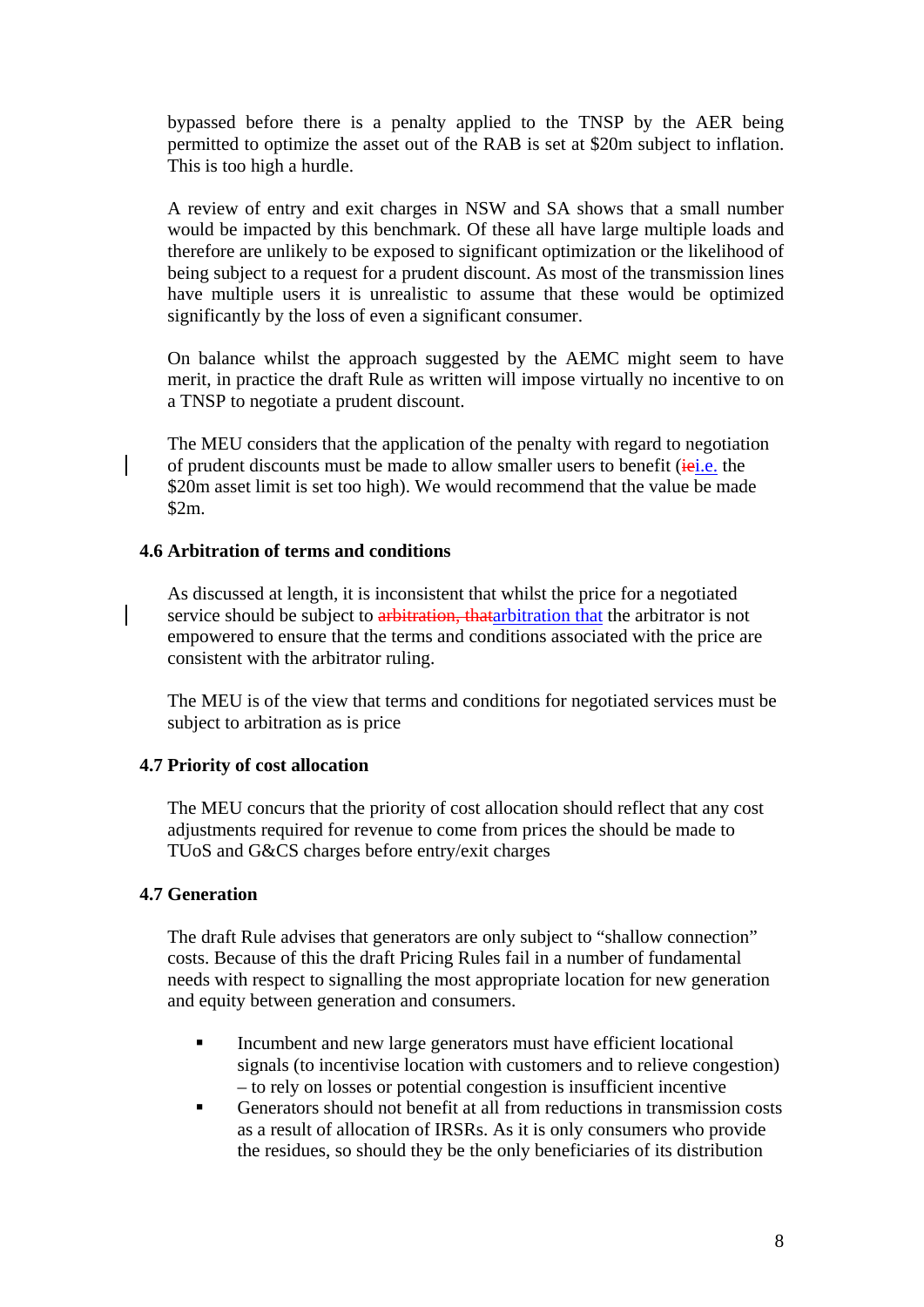bypassed before there is a penalty applied to the TNSP by the AER being permitted to optimize the asset out of the RAB is set at $20m subject to inflation. This is too high a hurdle.

A review of entry and exit charges in NSW and SA shows that a small number would be impacted by this benchmark. Of these all have large multiple loads and therefore are unlikely to be exposed to significant optimization or the likelihood of being subject to a request for a prudent discount. As most of the transmission lines have multiple users it is unrealistic to assume that these would be optimized significantly by the loss of even a significant consumer.

On balance whilst the approach suggested by the AEMC might seem to have merit, in practice the draft Rule as written will impose virtually no incentive to on a TNSP to negotiate a prudent discount.

The MEU considers that the application of the penalty with regard to negotiation of prudent discounts must be made to allow smaller users to benefit (i.e. the $20m asset limit is set too high). We would recommend that the value be made $2m.

### 4.6 Arbitration of terms and conditions

As discussed at length, it is inconsistent that whilst the price for a negotiated service should be subject to arbitration that the arbitrator is not empowered to ensure that the terms and conditions associated with the price are consistent with the arbitrator ruling.

The MEU is of the view that terms and conditions for negotiated services must be subject to arbitration as is price

### 4.7 Priority of cost allocation

The MEU concurs that the priority of cost allocation should reflect that any cost adjustments required for revenue to come from prices the should be made to TUoS and G&CS charges before entry/exit charges

### 4.7 Generation

The draft Rule advises that generators are only subject to "shallow connection" costs. Because of this the draft Pricing Rules fail in a number of fundamental needs with respect to signalling the most appropriate location for new generation and equity between generation and consumers.

- Incumbent and new large generators must have efficient locational signals (to incentivise location with customers and to relieve congestion) – to rely on losses or potential congestion is insufficient incentive
- Generators should not benefit at all from reductions in transmission costs as a result of allocation of IRSRs. As it is only consumers who provide the residues, so should they be the only beneficiaries of its distribution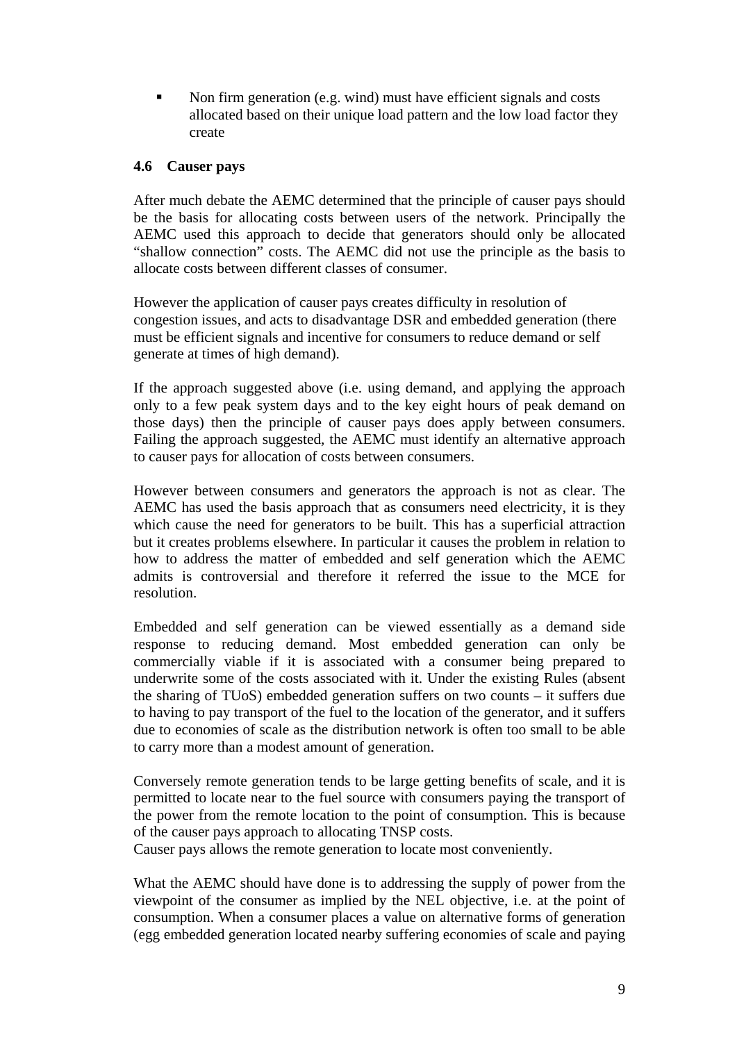- Non firm generation (e.g. wind) must have efficient signals and costs allocated based on their unique load pattern and the low load factor they create

### 4.6 Causer pays

After much debate the AEMC determined that the principle of causer pays should be the basis for allocating costs between users of the network. Principally the AEMC used this approach to decide that generators should only be allocated "shallow connection" costs. The AEMC did not use the principle as the basis to allocate costs between different classes of consumer.

However the application of causer pays creates difficulty in resolution of congestion issues, and acts to disadvantage DSR and embedded generation (there must be efficient signals and incentive for consumers to reduce demand or self generate at times of high demand).

If the approach suggested above (i.e. using demand, and applying the approach only to a few peak system days and to the key eight hours of peak demand on those days) then the principle of causer pays does apply between consumers. Failing the approach suggested, the AEMC must identify an alternative approach to causer pays for allocation of costs between consumers.

However between consumers and generators the approach is not as clear. The AEMC has used the basis approach that as consumers need electricity, it is they which cause the need for generators to be built. This has a superficial attraction but it creates problems elsewhere. In particular it causes the problem in relation to how to address the matter of embedded and self generation which the AEMC admits is controversial and therefore it referred the issue to the MCE for resolution.

Embedded and self generation can be viewed essentially as a demand side response to reducing demand. Most embedded generation can only be commercially viable if it is associated with a consumer being prepared to underwrite some of the costs associated with it. Under the existing Rules (absent the sharing of TUoS) embedded generation suffers on two counts – it suffers due to having to pay transport of the fuel to the location of the generator, and it suffers due to economies of scale as the distribution network is often too small to be able to carry more than a modest amount of generation.

Conversely remote generation tends to be large getting benefits of scale, and it is permitted to locate near to the fuel source with consumers paying the transport of the power from the remote location to the point of consumption. This is because of the causer pays approach to allocating TNSP costs.
Causer pays allows the remote generation to locate most conveniently.

What the AEMC should have done is to addressing the supply of power from the viewpoint of the consumer as implied by the NEL objective, i.e. at the point of consumption. When a consumer places a value on alternative forms of generation (egg embedded generation located nearby suffering economies of scale and paying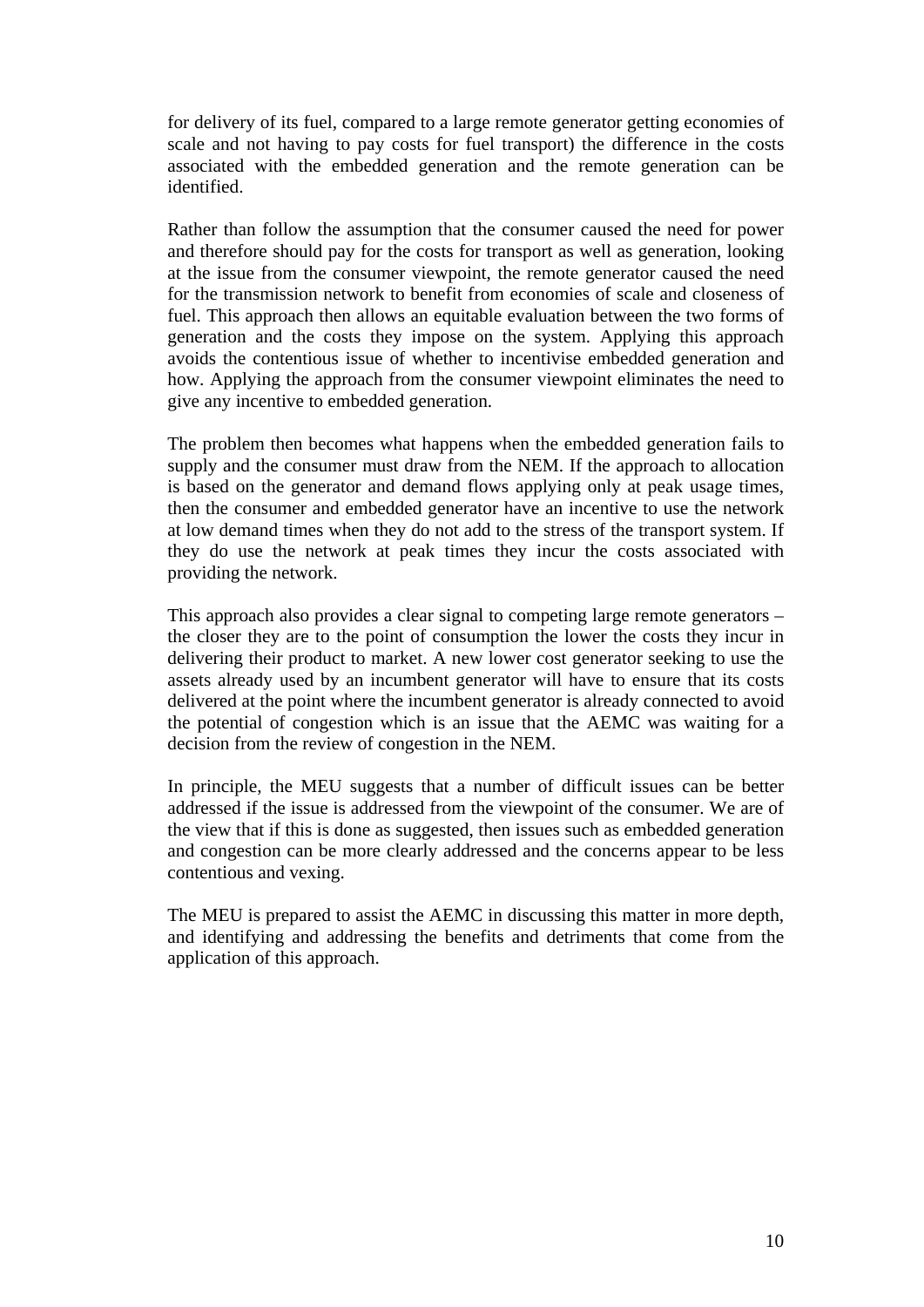for delivery of its fuel, compared to a large remote generator getting economies of scale and not having to pay costs for fuel transport) the difference in the costs associated with the embedded generation and the remote generation can be identified.

Rather than follow the assumption that the consumer caused the need for power and therefore should pay for the costs for transport as well as generation, looking at the issue from the consumer viewpoint, the remote generator caused the need for the transmission network to benefit from economies of scale and closeness of fuel. This approach then allows an equitable evaluation between the two forms of generation and the costs they impose on the system. Applying this approach avoids the contentious issue of whether to incentivise embedded generation and how. Applying the approach from the consumer viewpoint eliminates the need to give any incentive to embedded generation.

The problem then becomes what happens when the embedded generation fails to supply and the consumer must draw from the NEM. If the approach to allocation is based on the generator and demand flows applying only at peak usage times, then the consumer and embedded generator have an incentive to use the network at low demand times when they do not add to the stress of the transport system. If they do use the network at peak times they incur the costs associated with providing the network.

This approach also provides a clear signal to competing large remote generators – the closer they are to the point of consumption the lower the costs they incur in delivering their product to market. A new lower cost generator seeking to use the assets already used by an incumbent generator will have to ensure that its costs delivered at the point where the incumbent generator is already connected to avoid the potential of congestion which is an issue that the AEMC was waiting for a decision from the review of congestion in the NEM.

In principle, the MEU suggests that a number of difficult issues can be better addressed if the issue is addressed from the viewpoint of the consumer. We are of the view that if this is done as suggested, then issues such as embedded generation and congestion can be more clearly addressed and the concerns appear to be less contentious and vexing.

The MEU is prepared to assist the AEMC in discussing this matter in more depth, and identifying and addressing the benefits and detriments that come from the application of this approach.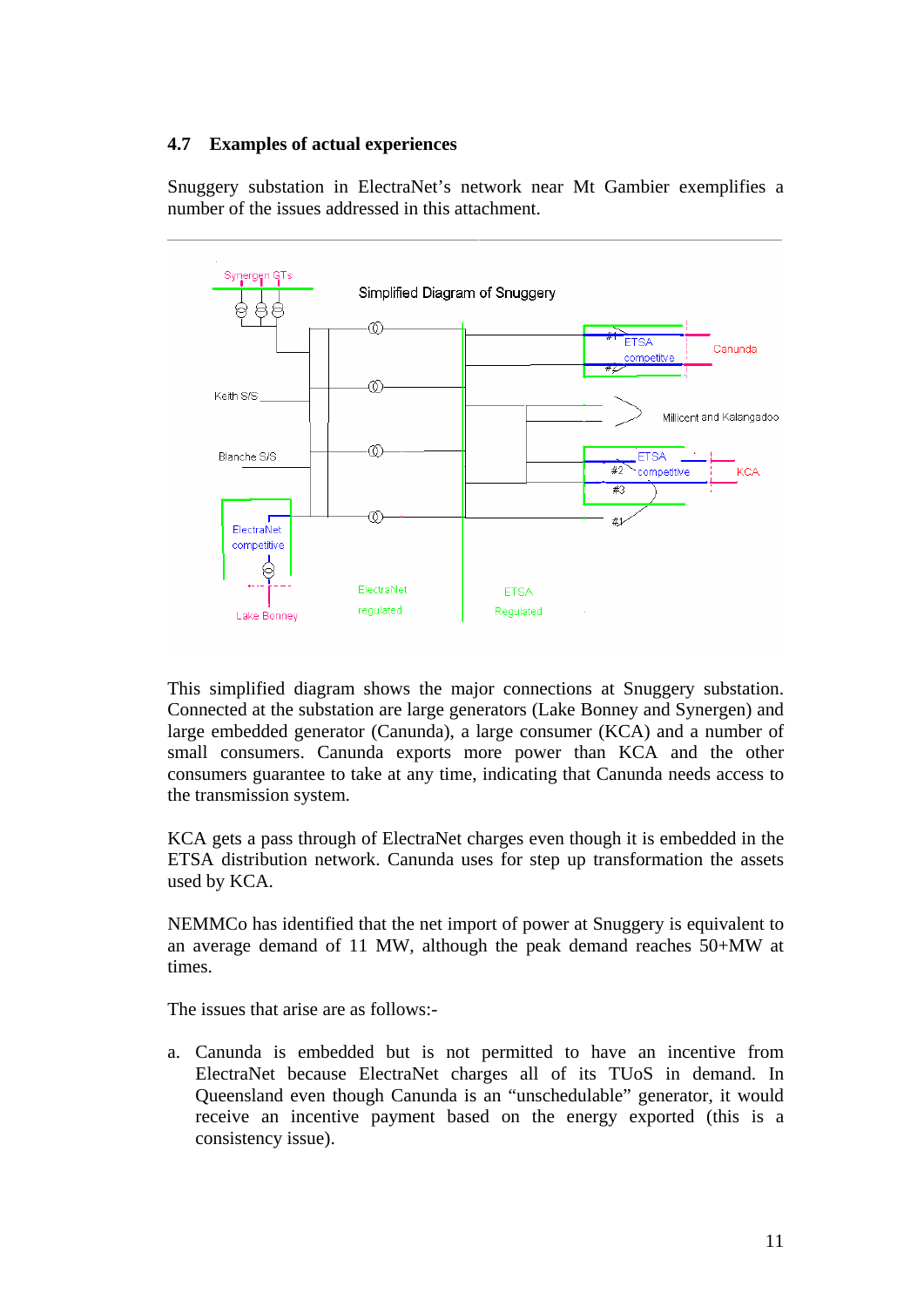### 4.7 Examples of actual experiences

Snuggery substation in ElectraNet's network near Mt Gambier exemplifies a number of the issues addressed in this attachment.

This simplified diagram shows the major connections at Snuggery substation. Connected at the substation are large generators (Lake Bonney and Synergen) and large embedded generator (Canunda), a large consumer (KCA) and a number of small consumers. Canunda exports more power than KCA and the other consumers guarantee to take at any time, indicating that Canunda needs access to the transmission system.

KCA gets a pass through of ElectraNet charges even though it is embedded in the ETSA distribution network. Canunda uses for step up transformation the assets used by KCA.

NEMMCo has identified that the net import of power at Snuggery is equivalent to an average demand of 11 MW, although the peak demand reaches 50+MW at times.

The issues that arise are as follows:-

a. Canunda is embedded but is not permitted to have an incentive from ElectraNet because ElectraNet charges all of its TUoS in demand. In Queensland even though Canunda is an "unschedulable" generator, it would receive an incentive payment based on the energy exported (this is a consistency issue).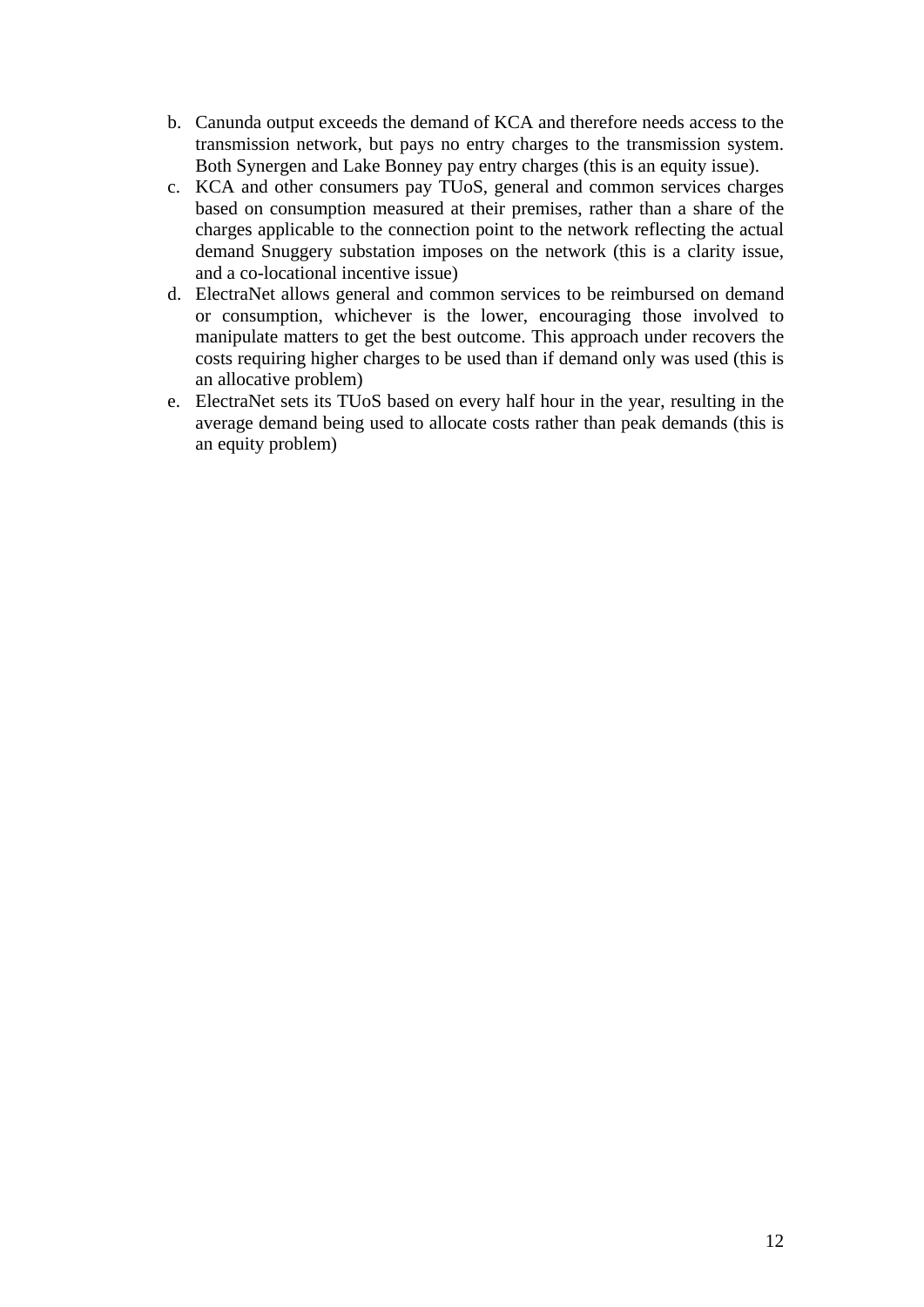b. Canunda output exceeds the demand of KCA and therefore needs access to the transmission network, but pays no entry charges to the transmission system. Both Synergen and Lake Bonney pay entry charges (this is an equity issue).
c. KCA and other consumers pay TUoS, general and common services charges based on consumption measured at their premises, rather than a share of the charges applicable to the connection point to the network reflecting the actual demand Snuggery substation imposes on the network (this is a clarity issue, and a co-locational incentive issue)
d. ElectraNet allows general and common services to be reimbursed on demand or consumption, whichever is the lower, encouraging those involved to manipulate matters to get the best outcome. This approach under recovers the costs requiring higher charges to be used than if demand only was used (this is an allocative problem)
e. ElectraNet sets its TUoS based on every half hour in the year, resulting in the average demand being used to allocate costs rather than peak demands (this is an equity problem)